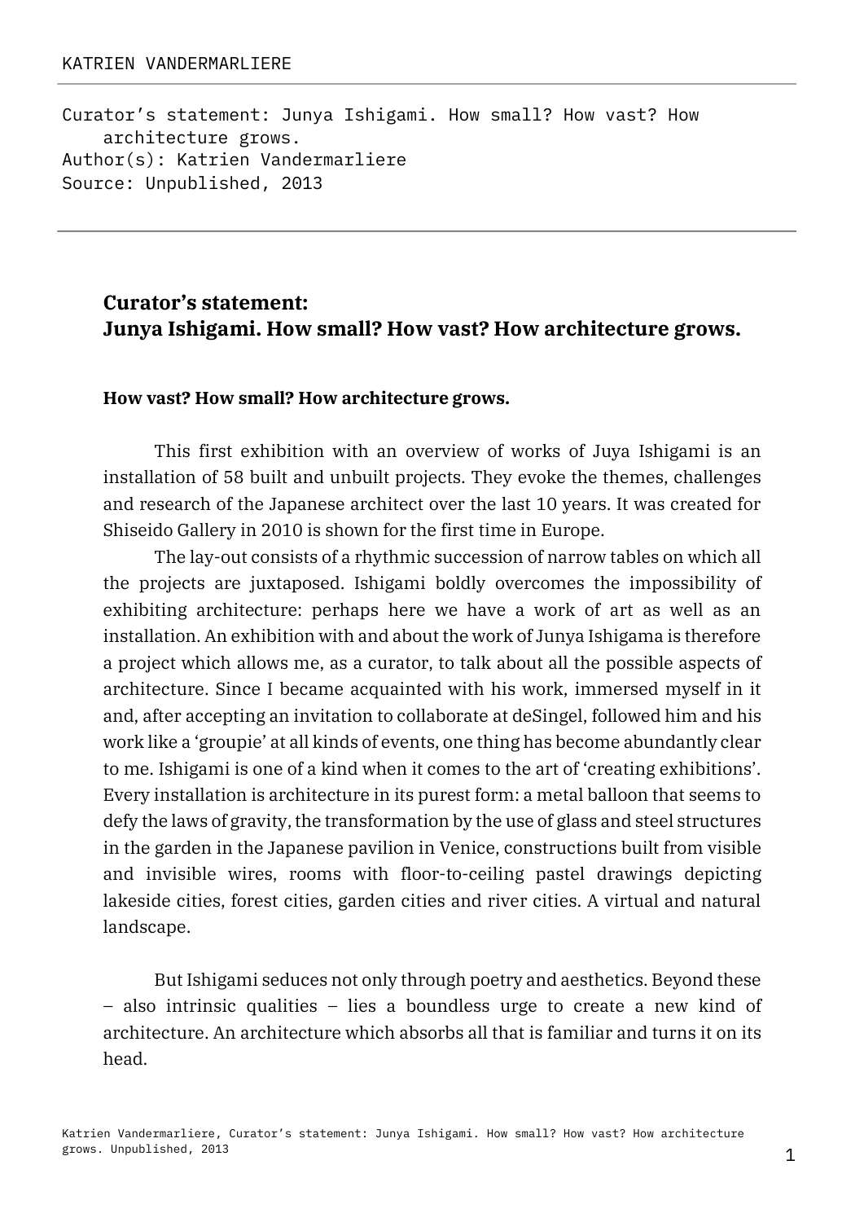KATRIEN VANDERMARLIERE

Curator's statement: Junya Ishigami. How small? How vast? How architecture grows.
Author(s): Katrien Vandermarliere
Source: Unpublished, 2013

# Curator's statement: Junya Ishigami. How small? How vast? How architecture grows.

## How vast? How small? How architecture grows.

This first exhibition with an overview of works of Juya Ishigami is an installation of 58 built and unbuilt projects. They evoke the themes, challenges and research of the Japanese architect over the last 10 years. It was created for Shiseido Gallery in 2010 is shown for the first time in Europe.

The lay-out consists of a rhythmic succession of narrow tables on which all the projects are juxtaposed. Ishigami boldly overcomes the impossibility of exhibiting architecture: perhaps here we have a work of art as well as an installation. An exhibition with and about the work of Junya Ishigama is therefore a project which allows me, as a curator, to talk about all the possible aspects of architecture. Since I became acquainted with his work, immersed myself in it and, after accepting an invitation to collaborate at deSingel, followed him and his work like a 'groupie' at all kinds of events, one thing has become abundantly clear to me. Ishigami is one of a kind when it comes to the art of 'creating exhibitions'. Every installation is architecture in its purest form: a metal balloon that seems to defy the laws of gravity, the transformation by the use of glass and steel structures in the garden in the Japanese pavilion in Venice, constructions built from visible and invisible wires, rooms with floor-to-ceiling pastel drawings depicting lakeside cities, forest cities, garden cities and river cities. A virtual and natural landscape.

But Ishigami seduces not only through poetry and aesthetics. Beyond these – also intrinsic qualities – lies a boundless urge to create a new kind of architecture. An architecture which absorbs all that is familiar and turns it on its head.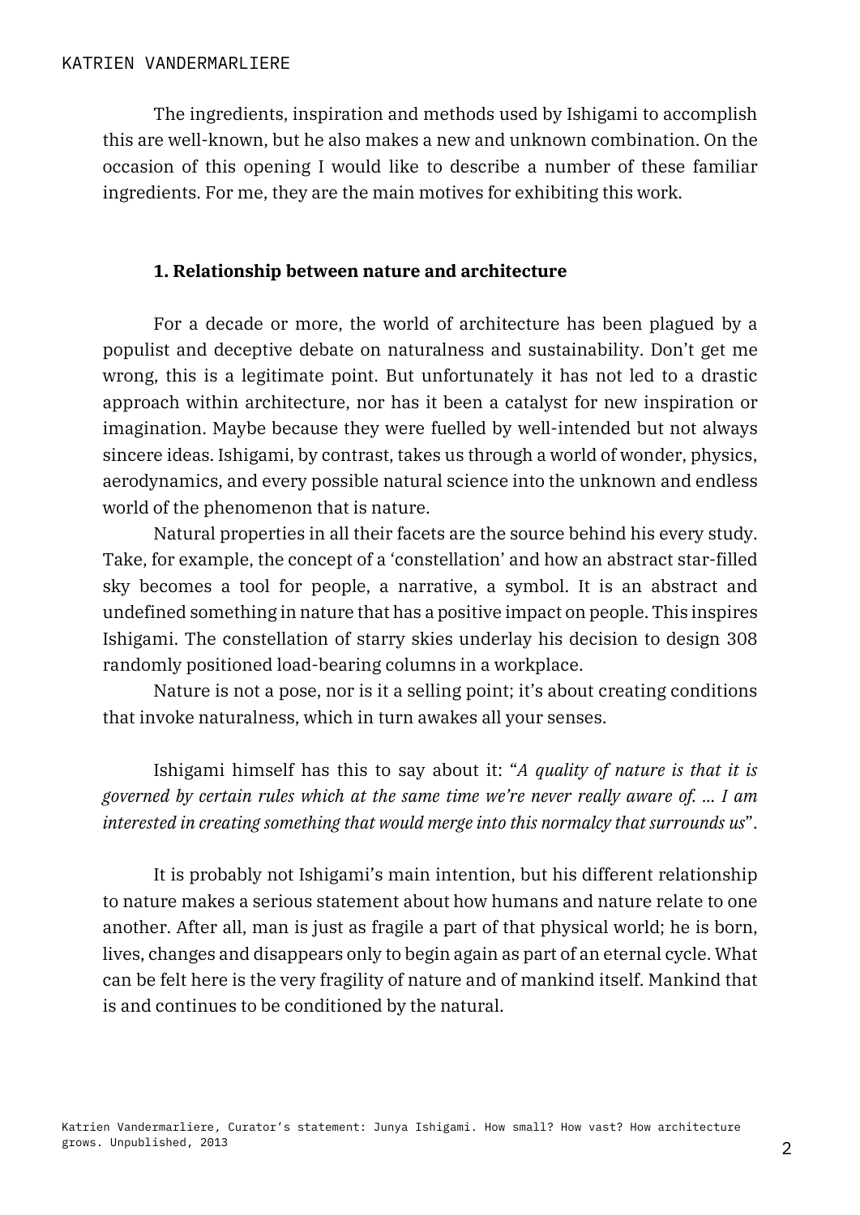The ingredients, inspiration and methods used by Ishigami to accomplish this are well-known, but he also makes a new and unknown combination. On the occasion of this opening I would like to describe a number of these familiar ingredients. For me, they are the main motives for exhibiting this work.

### 1. Relationship between nature and architecture

For a decade or more, the world of architecture has been plagued by a populist and deceptive debate on naturalness and sustainability. Don't get me wrong, this is a legitimate point. But unfortunately it has not led to a drastic approach within architecture, nor has it been a catalyst for new inspiration or imagination. Maybe because they were fuelled by well-intended but not always sincere ideas. Ishigami, by contrast, takes us through a world of wonder, physics, aerodynamics, and every possible natural science into the unknown and endless world of the phenomenon that is nature.

Natural properties in all their facets are the source behind his every study. Take, for example, the concept of a 'constellation' and how an abstract star-filled sky becomes a tool for people, a narrative, a symbol. It is an abstract and undefined something in nature that has a positive impact on people. This inspires Ishigami. The constellation of starry skies underlay his decision to design 308 randomly positioned load-bearing columns in a workplace.

Nature is not a pose, nor is it a selling point; it's about creating conditions that invoke naturalness, which in turn awakes all your senses.

Ishigami himself has this to say about it: "*A quality of nature is that it is governed by certain rules which at the same time we're never really aware of. … I am interested in creating something that would merge into this normalcy that surrounds us*".

It is probably not Ishigami's main intention, but his different relationship to nature makes a serious statement about how humans and nature relate to one another. After all, man is just as fragile a part of that physical world; he is born, lives, changes and disappears only to begin again as part of an eternal cycle. What can be felt here is the very fragility of nature and of mankind itself. Mankind that is and continues to be conditioned by the natural.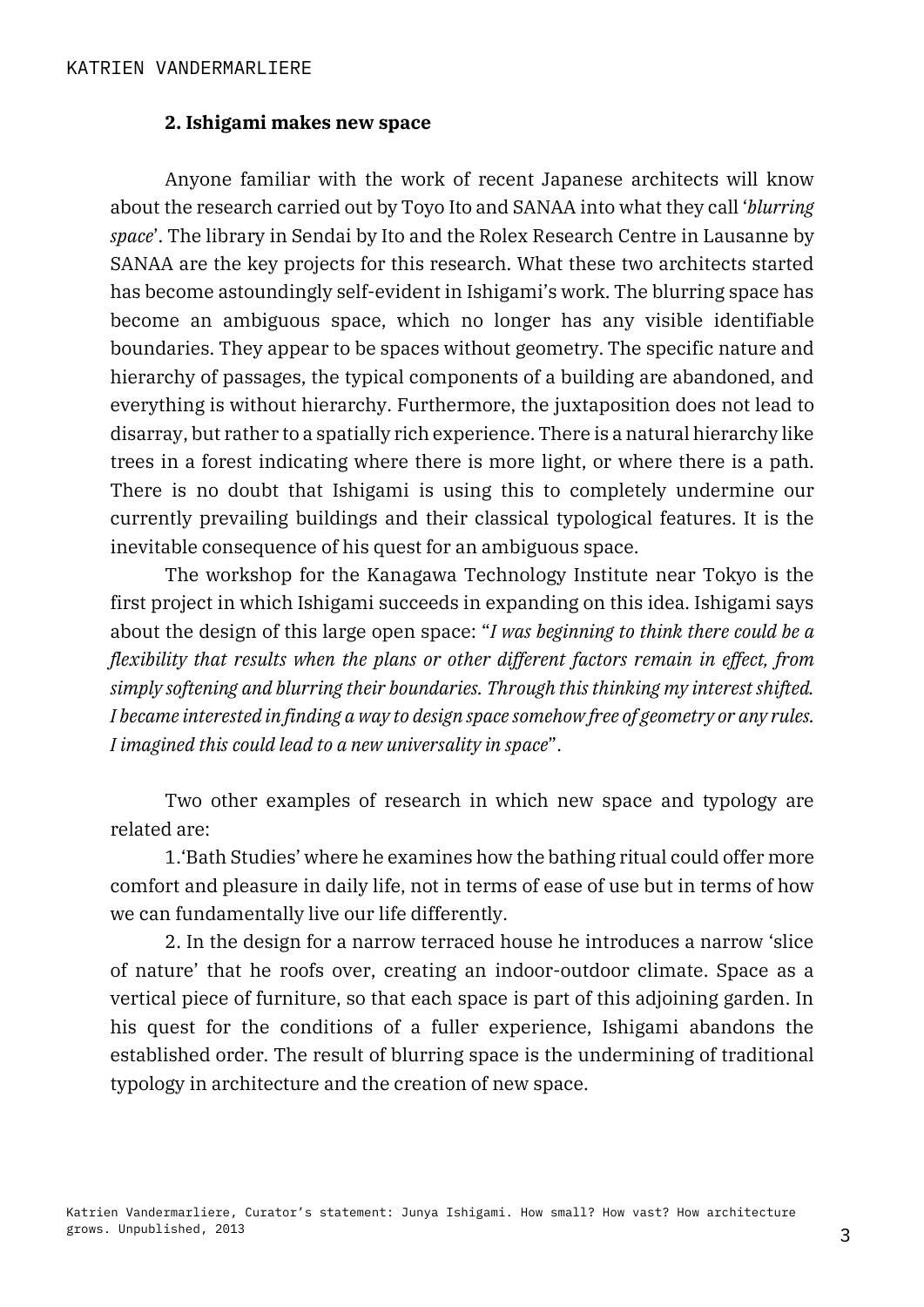## 2. Ishigami makes new space

Anyone familiar with the work of recent Japanese architects will know about the research carried out by Toyo Ito and SANAA into what they call '*blurring space*'. The library in Sendai by Ito and the Rolex Research Centre in Lausanne by SANAA are the key projects for this research. What these two architects started has become astoundingly self-evident in Ishigami's work. The blurring space has become an ambiguous space, which no longer has any visible identifiable boundaries. They appear to be spaces without geometry. The specific nature and hierarchy of passages, the typical components of a building are abandoned, and everything is without hierarchy. Furthermore, the juxtaposition does not lead to disarray, but rather to a spatially rich experience. There is a natural hierarchy like trees in a forest indicating where there is more light, or where there is a path. There is no doubt that Ishigami is using this to completely undermine our currently prevailing buildings and their classical typological features. It is the inevitable consequence of his quest for an ambiguous space.

The workshop for the Kanagawa Technology Institute near Tokyo is the first project in which Ishigami succeeds in expanding on this idea. Ishigami says about the design of this large open space: "*I was beginning to think there could be a flexibility that results when the plans or other different factors remain in effect, from simply softening and blurring their boundaries. Through this thinking my interest shifted. I became interested in finding a way to design space somehow free of geometry or any rules. I imagined this could lead to a new universality in space*".

Two other examples of research in which new space and typology are related are:

1. 'Bath Studies' where he examines how the bathing ritual could offer more comfort and pleasure in daily life, not in terms of ease of use but in terms of how we can fundamentally live our life differently.

2. In the design for a narrow terraced house he introduces a narrow 'slice of nature' that he roofs over, creating an indoor-outdoor climate. Space as a vertical piece of furniture, so that each space is part of this adjoining garden. In his quest for the conditions of a fuller experience, Ishigami abandons the established order. The result of blurring space is the undermining of traditional typology in architecture and the creation of new space.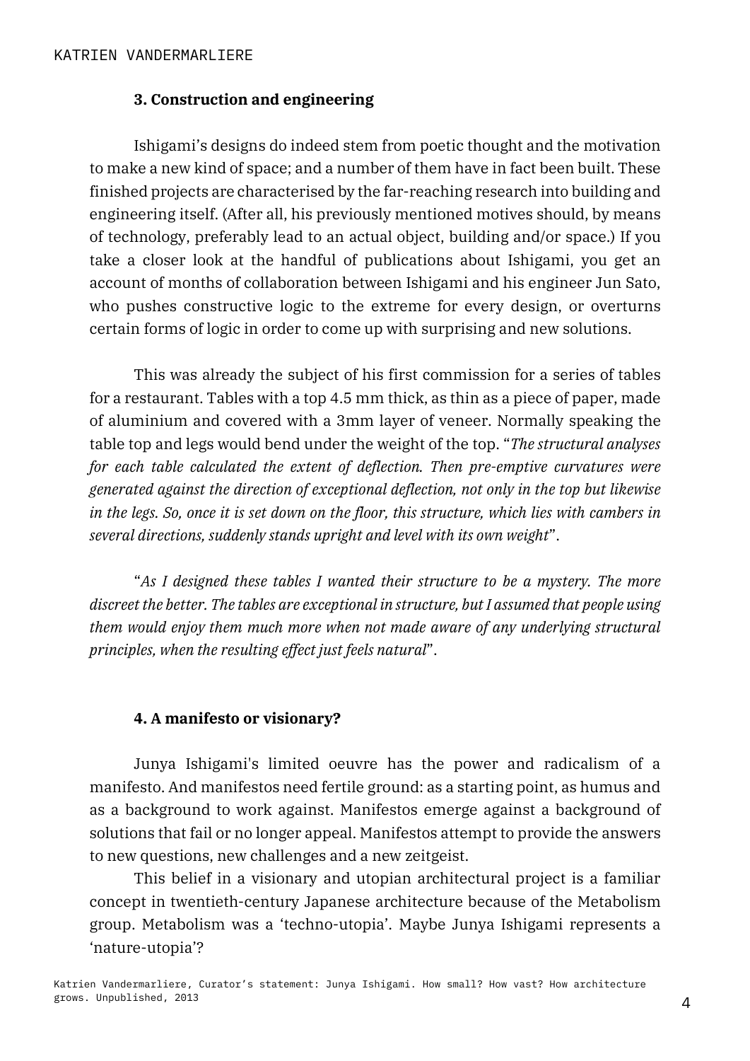### 3. Construction and engineering

Ishigami's designs do indeed stem from poetic thought and the motivation to make a new kind of space; and a number of them have in fact been built. These finished projects are characterised by the far-reaching research into building and engineering itself. (After all, his previously mentioned motives should, by means of technology, preferably lead to an actual object, building and/or space.) If you take a closer look at the handful of publications about Ishigami, you get an account of months of collaboration between Ishigami and his engineer Jun Sato, who pushes constructive logic to the extreme for every design, or overturns certain forms of logic in order to come up with surprising and new solutions.

This was already the subject of his first commission for a series of tables for a restaurant. Tables with a top 4.5 mm thick, as thin as a piece of paper, made of aluminium and covered with a 3mm layer of veneer. Normally speaking the table top and legs would bend under the weight of the top. "*The structural analyses for each table calculated the extent of deflection. Then pre-emptive curvatures were generated against the direction of exceptional deflection, not only in the top but likewise in the legs. So, once it is set down on the floor, this structure, which lies with cambers in several directions, suddenly stands upright and level with its own weight*".

"*As I designed these tables I wanted their structure to be a mystery. The more discreet the better. The tables are exceptional in structure, but I assumed that people using them would enjoy them much more when not made aware of any underlying structural principles, when the resulting effect just feels natural*".

### 4. A manifesto or visionary?

Junya Ishigami's limited oeuvre has the power and radicalism of a manifesto. And manifestos need fertile ground: as a starting point, as humus and as a background to work against. Manifestos emerge against a background of solutions that fail or no longer appeal. Manifestos attempt to provide the answers to new questions, new challenges and a new zeitgeist.

This belief in a visionary and utopian architectural project is a familiar concept in twentieth-century Japanese architecture because of the Metabolism group. Metabolism was a 'techno-utopia'. Maybe Junya Ishigami represents a 'nature-utopia'?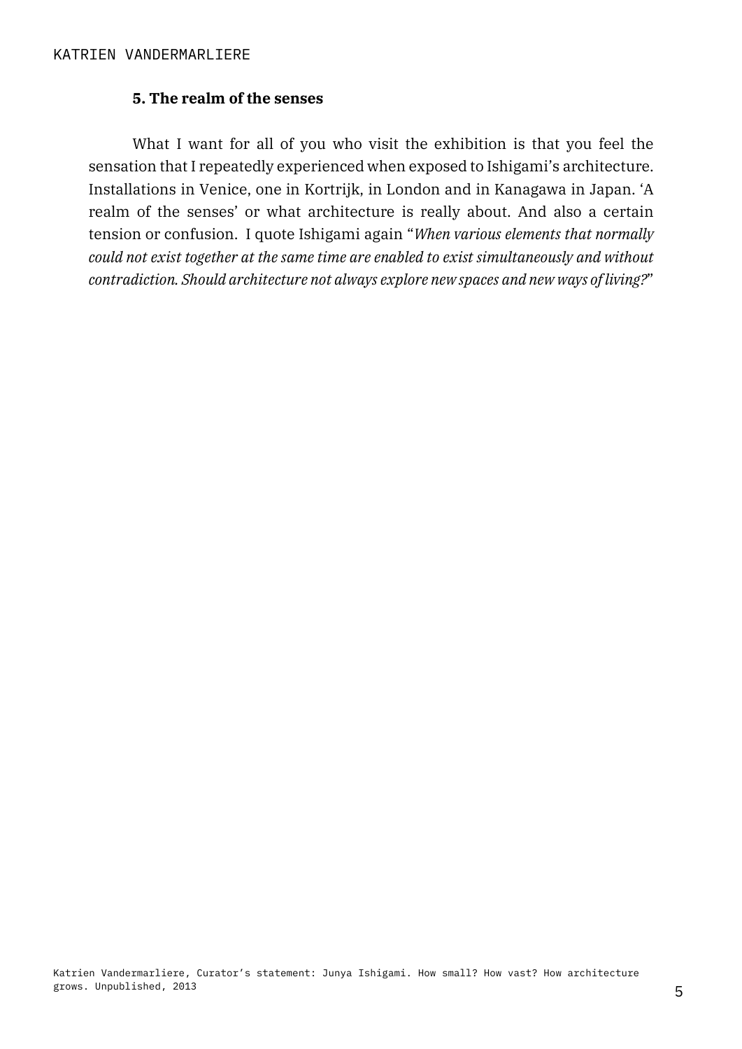**5. The realm of the senses**

What I want for all of you who visit the exhibition is that you feel the sensation that I repeatedly experienced when exposed to Ishigami's architecture. Installations in Venice, one in Kortrijk, in London and in Kanagawa in Japan. 'A realm of the senses' or what architecture is really about. And also a certain tension or confusion. I quote Ishigami again "*When various elements that normally could not exist together at the same time are enabled to exist simultaneously and without contradiction. Should architecture not always explore new spaces and new ways of living?*"

Katrien Vandermarliere, Curator's statement: Junya Ishigami. How small? How vast? How architecture grows. Unpublished, 2013